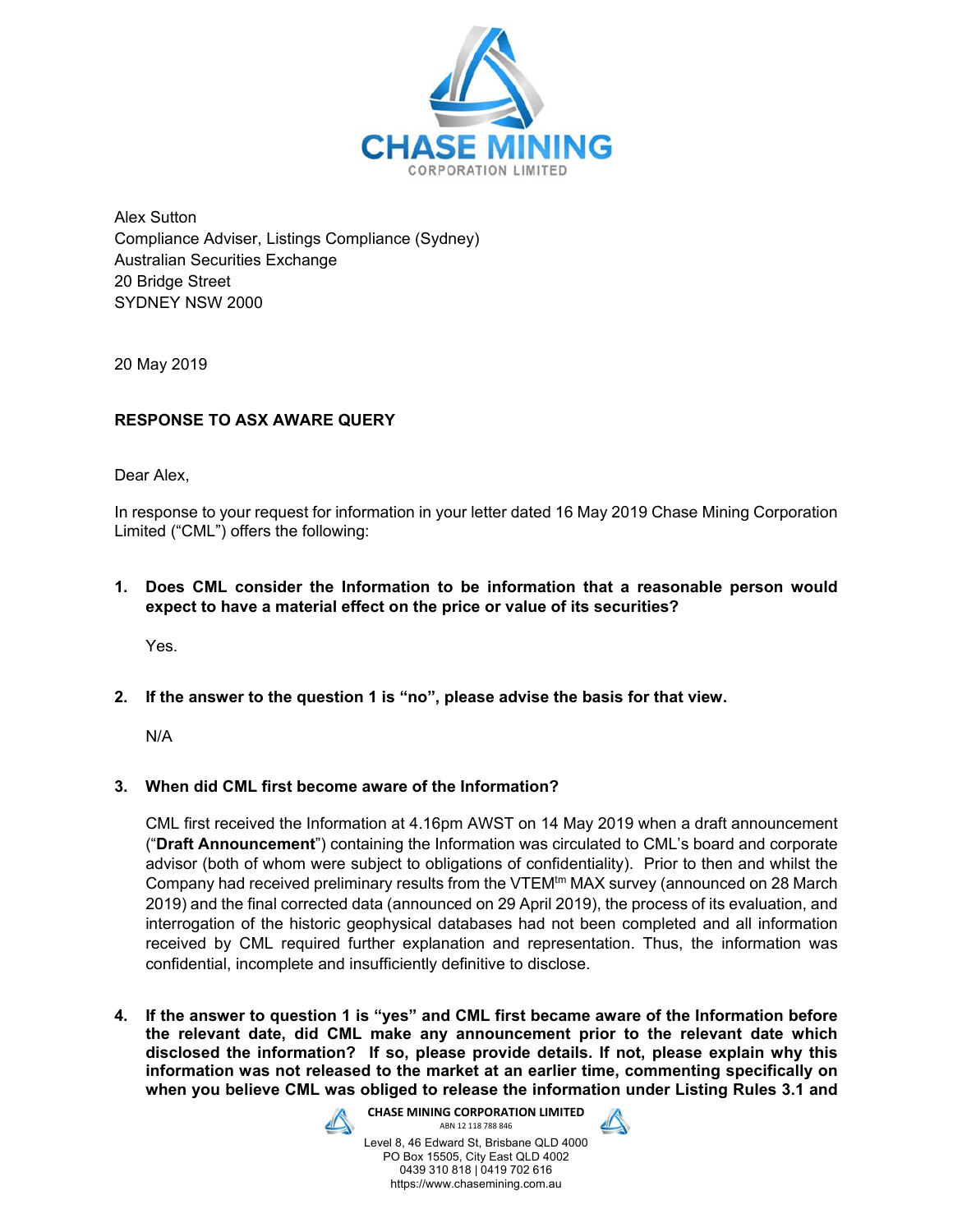**CHASE MINING**
CORPORATION LIMITED

Alex Sutton
Compliance Adviser, Listings Compliance (Sydney)
Australian Securities Exchange
20 Bridge Street
SYDNEY NSW 2000

20 May 2019

**RESPONSE TO ASX AWARE QUERY**

Dear Alex,

In response to your request for information in your letter dated 16 May 2019 Chase Mining Corporation Limited ("CML") offers the following:

1. **Does CML consider the Information to be information that a reasonable person would expect to have a material effect on the price or value of its securities?**

   Yes.

2. **If the answer to the question 1 is "no", please advise the basis for that view.**

   N/A

3. **When did CML first become aware of the Information?**

   CML first received the Information at 4.16pm AWST on 14 May 2019 when a draft announcement ("**Draft Announcement**") containing the Information was circulated to CML's board and corporate advisor (both of whom were subject to obligations of confidentiality). Prior to then and whilst the Company had received preliminary results from the VTEM[tm] MAX survey (announced on 28 March 2019) and the final corrected data (announced on 29 April 2019), the process of its evaluation, and interrogation of the historic geophysical databases had not been completed and all information received by CML required further explanation and representation. Thus, the information was confidential, incomplete and insufficiently definitive to disclose.

4. **If the answer to question 1 is "yes" and CML first became aware of the Information before the relevant date, did CML make any announcement prior to the relevant date which disclosed the information? If so, please provide details. If not, please explain why this information was not released to the market at an earlier time, commenting specifically on when you believe CML was obliged to release the information under Listing Rules 3.1 and**

**CHASE MINING CORPORATION LIMITED**
ABN 12 118 788 846
Level 8, 46 Edward St, Brisbane QLD 4000
PO Box 15505, City East QLD 4002
0439 310 818 | 0419 702 616
https://www.chasemining.com.au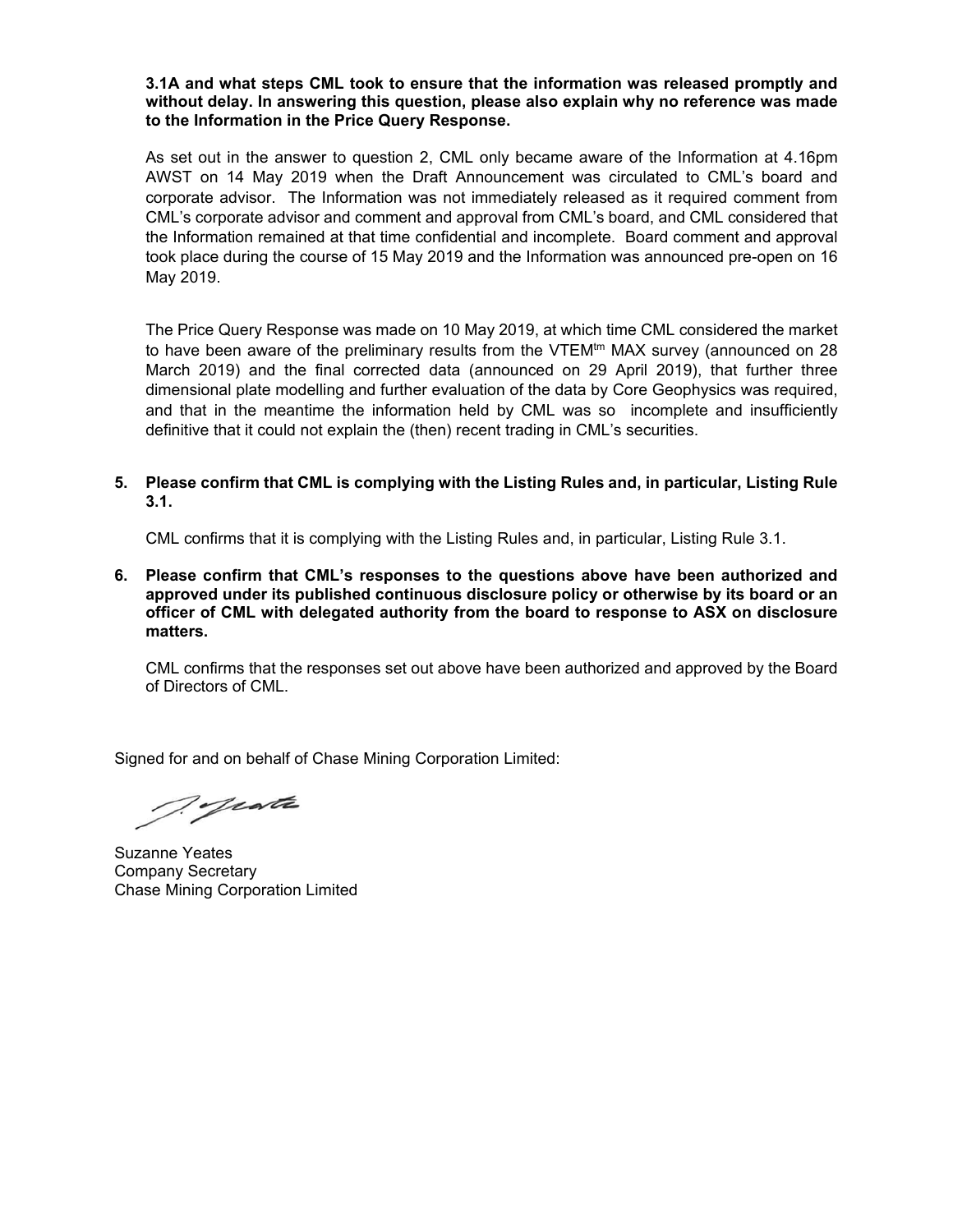**3.1A and what steps CML took to ensure that the information was released promptly and without delay. In answering this question, please also explain why no reference was made to the Information in the Price Query Response.**

As set out in the answer to question 2, CML only became aware of the Information at 4.16pm AWST on 14 May 2019 when the Draft Announcement was circulated to CML's board and corporate advisor. The Information was not immediately released as it required comment from CML's corporate advisor and comment and approval from CML's board, and CML considered that the Information remained at that time confidential and incomplete. Board comment and approval took place during the course of 15 May 2019 and the Information was announced pre-open on 16 May 2019.

The Price Query Response was made on 10 May 2019, at which time CML considered the market to have been aware of the preliminary results from the VTEM[tm] MAX survey (announced on 28 March 2019) and the final corrected data (announced on 29 April 2019), that further three dimensional plate modelling and further evaluation of the data by Core Geophysics was required, and that in the meantime the information held by CML was so incomplete and insufficiently definitive that it could not explain the (then) recent trading in CML's securities.

**5. Please confirm that CML is complying with the Listing Rules and, in particular, Listing Rule 3.1.**

CML confirms that it is complying with the Listing Rules and, in particular, Listing Rule 3.1.

**6. Please confirm that CML's responses to the questions above have been authorized and approved under its published continuous disclosure policy or otherwise by its board or an officer of CML with delegated authority from the board to response to ASX on disclosure matters.**

CML confirms that the responses set out above have been authorized and approved by the Board of Directors of CML.

Signed for and on behalf of Chase Mining Corporation Limited:

Suzanne Yeates
Company Secretary
Chase Mining Corporation Limited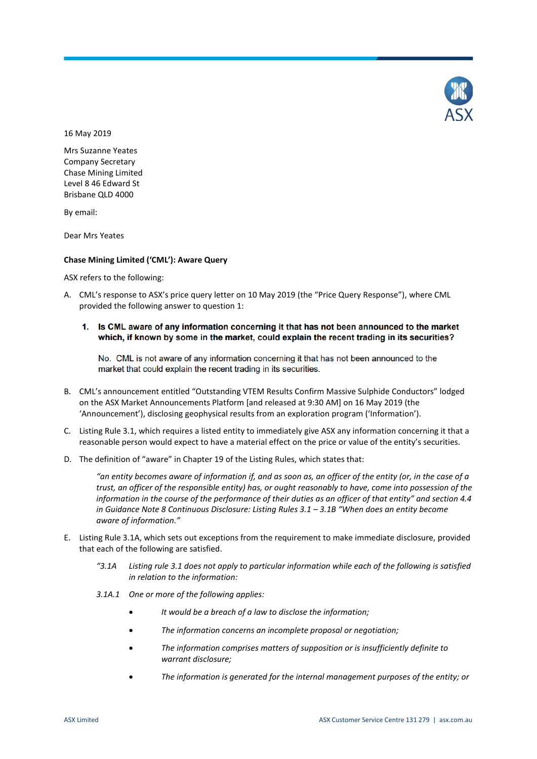16 May 2019

Mrs Suzanne Yeates
Company Secretary
Chase Mining Limited
Level 8 46 Edward St
Brisbane QLD 4000

By email:

Dear Mrs Yeates

**Chase Mining Limited ('CML'): Aware Query**

ASX refers to the following:

A. CML's response to ASX's price query letter on 10 May 2019 (the "Price Query Response"), where CML provided the following answer to question 1:

> **1. Is CML aware of any information concerning it that has not been announced to the market which, if known by some in the market, could explain the recent trading in its securities?**
>
> No. CML is not aware of any information concerning it that has not been announced to the market that could explain the recent trading in its securities.

B. CML's announcement entitled "Outstanding VTEM Results Confirm Massive Sulphide Conductors" lodged on the ASX Market Announcements Platform [and released at 9:30 AM] on 16 May 2019 (the 'Announcement'), disclosing geophysical results from an exploration program ('Information').

C. Listing Rule 3.1, which requires a listed entity to immediately give ASX any information concerning it that a reasonable person would expect to have a material effect on the price or value of the entity's securities.

D. The definition of "aware" in Chapter 19 of the Listing Rules, which states that:

> *"an entity becomes aware of information if, and as soon as, an officer of the entity (or, in the case of a trust, an officer of the responsible entity) has, or ought reasonably to have, come into possession of the information in the course of the performance of their duties as an officer of that entity" and section 4.4 in Guidance Note 8 Continuous Disclosure: Listing Rules 3.1 – 3.1B "When does an entity become aware of information."*

E. Listing Rule 3.1A, which sets out exceptions from the requirement to make immediate disclosure, provided that each of the following are satisfied.

> *"3.1A Listing rule 3.1 does not apply to particular information while each of the following is satisfied in relation to the information:*
>
> *3.1A.1 One or more of the following applies:*
>
> - *It would be a breach of a law to disclose the information;*
> - *The information concerns an incomplete proposal or negotiation;*
> - *The information comprises matters of supposition or is insufficiently definite to warrant disclosure;*
> - *The information is generated for the internal management purposes of the entity; or*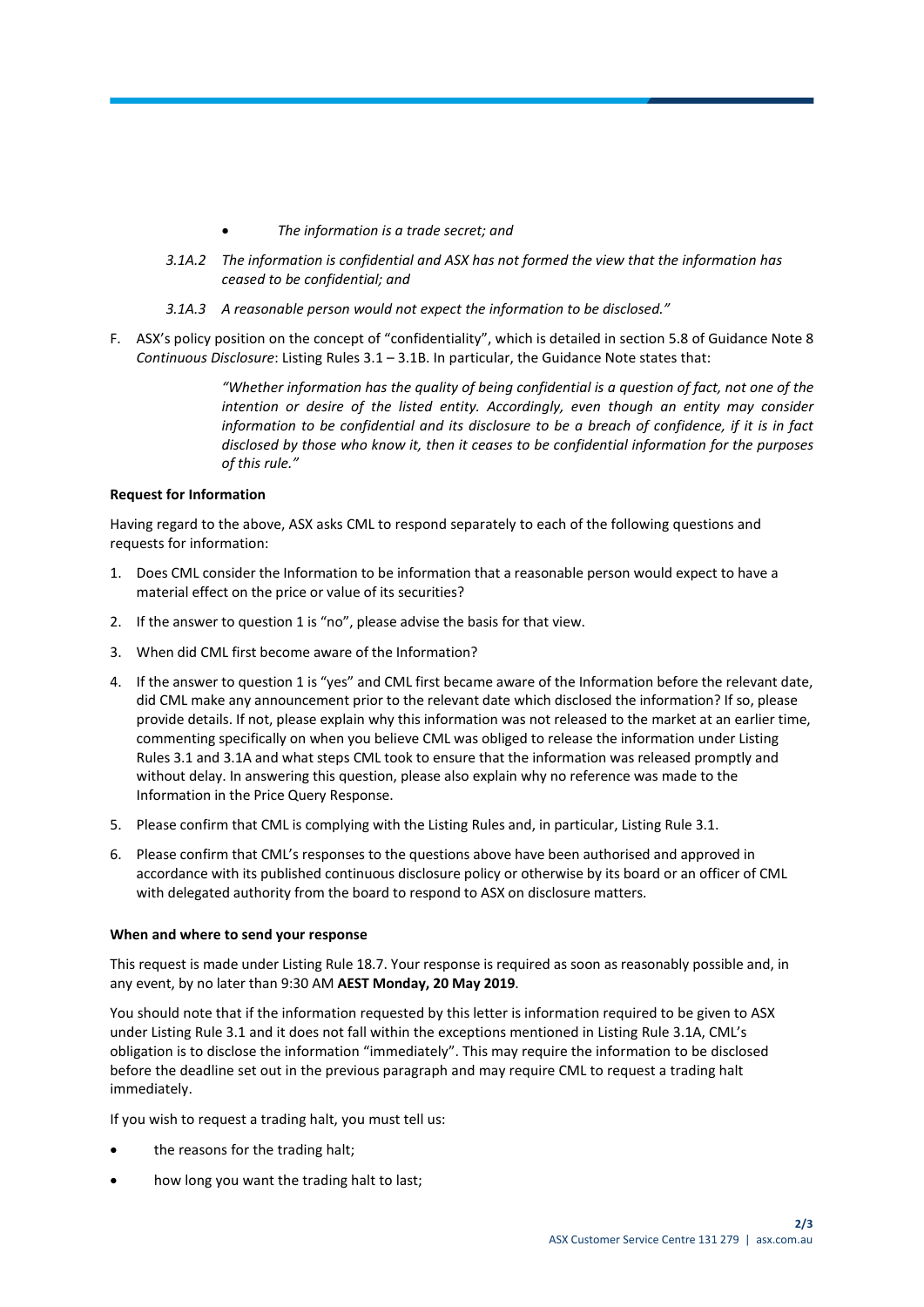- *The information is a trade secret; and*

*3.1A.2 The information is confidential and ASX has not formed the view that the information has ceased to be confidential; and*

*3.1A.3 A reasonable person would not expect the information to be disclosed."*

F. ASX's policy position on the concept of "confidentiality", which is detailed in section 5.8 of Guidance Note 8 *Continuous Disclosure*: Listing Rules 3.1 – 3.1B. In particular, the Guidance Note states that:

> *"Whether information has the quality of being confidential is a question of fact, not one of the intention or desire of the listed entity. Accordingly, even though an entity may consider information to be confidential and its disclosure to be a breach of confidence, if it is in fact disclosed by those who know it, then it ceases to be confidential information for the purposes of this rule."*

**Request for Information**

Having regard to the above, ASX asks CML to respond separately to each of the following questions and requests for information:

1. Does CML consider the Information to be information that a reasonable person would expect to have a material effect on the price or value of its securities?
2. If the answer to question 1 is "no", please advise the basis for that view.
3. When did CML first become aware of the Information?
4. If the answer to question 1 is "yes" and CML first became aware of the Information before the relevant date, did CML make any announcement prior to the relevant date which disclosed the information? If so, please provide details. If not, please explain why this information was not released to the market at an earlier time, commenting specifically on when you believe CML was obliged to release the information under Listing Rules 3.1 and 3.1A and what steps CML took to ensure that the information was released promptly and without delay. In answering this question, please also explain why no reference was made to the Information in the Price Query Response.
5. Please confirm that CML is complying with the Listing Rules and, in particular, Listing Rule 3.1.
6. Please confirm that CML's responses to the questions above have been authorised and approved in accordance with its published continuous disclosure policy or otherwise by its board or an officer of CML with delegated authority from the board to respond to ASX on disclosure matters.

**When and where to send your response**

This request is made under Listing Rule 18.7. Your response is required as soon as reasonably possible and, in any event, by no later than 9:30 AM **AEST Monday, 20 May 2019**.

You should note that if the information requested by this letter is information required to be given to ASX under Listing Rule 3.1 and it does not fall within the exceptions mentioned in Listing Rule 3.1A, CML's obligation is to disclose the information "immediately". This may require the information to be disclosed before the deadline set out in the previous paragraph and may require CML to request a trading halt immediately.

If you wish to request a trading halt, you must tell us:

- the reasons for the trading halt;
- how long you want the trading halt to last;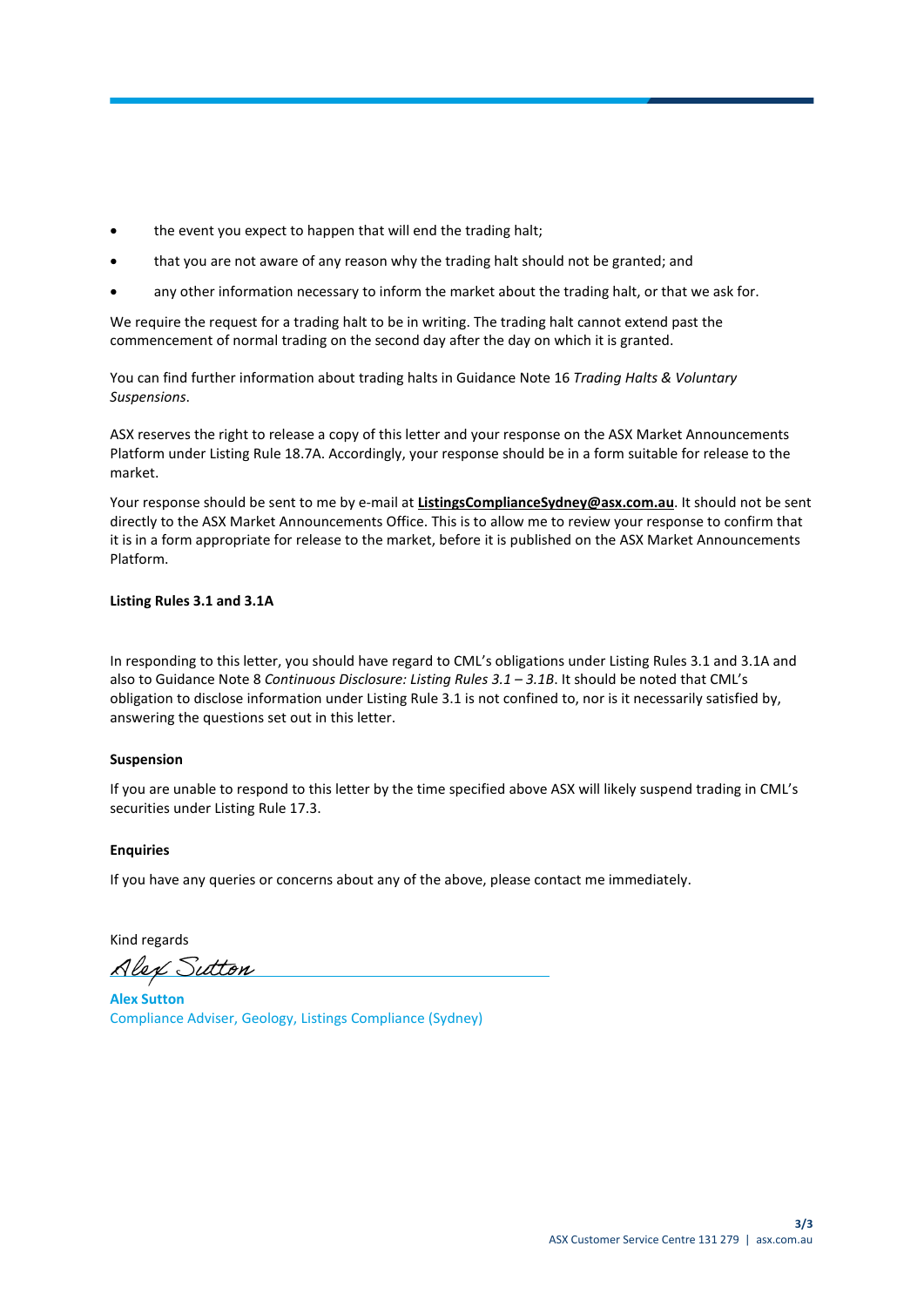- the event you expect to happen that will end the trading halt;
- that you are not aware of any reason why the trading halt should not be granted; and
- any other information necessary to inform the market about the trading halt, or that we ask for.

We require the request for a trading halt to be in writing. The trading halt cannot extend past the commencement of normal trading on the second day after the day on which it is granted.

You can find further information about trading halts in Guidance Note 16 *Trading Halts & Voluntary Suspensions*.

ASX reserves the right to release a copy of this letter and your response on the ASX Market Announcements Platform under Listing Rule 18.7A. Accordingly, your response should be in a form suitable for release to the market.

Your response should be sent to me by e-mail at **ListingsComplianceSydney@asx.com.au**. It should not be sent directly to the ASX Market Announcements Office. This is to allow me to review your response to confirm that it is in a form appropriate for release to the market, before it is published on the ASX Market Announcements Platform.

**Listing Rules 3.1 and 3.1A**

In responding to this letter, you should have regard to CML's obligations under Listing Rules 3.1 and 3.1A and also to Guidance Note 8 *Continuous Disclosure: Listing Rules 3.1 – 3.1B*. It should be noted that CML's obligation to disclose information under Listing Rule 3.1 is not confined to, nor is it necessarily satisfied by, answering the questions set out in this letter.

**Suspension**

If you are unable to respond to this letter by the time specified above ASX will likely suspend trading in CML's securities under Listing Rule 17.3.

**Enquiries**

If you have any queries or concerns about any of the above, please contact me immediately.

Kind regards

Alex Sutton

**Alex Sutton**
Compliance Adviser, Geology, Listings Compliance (Sydney)